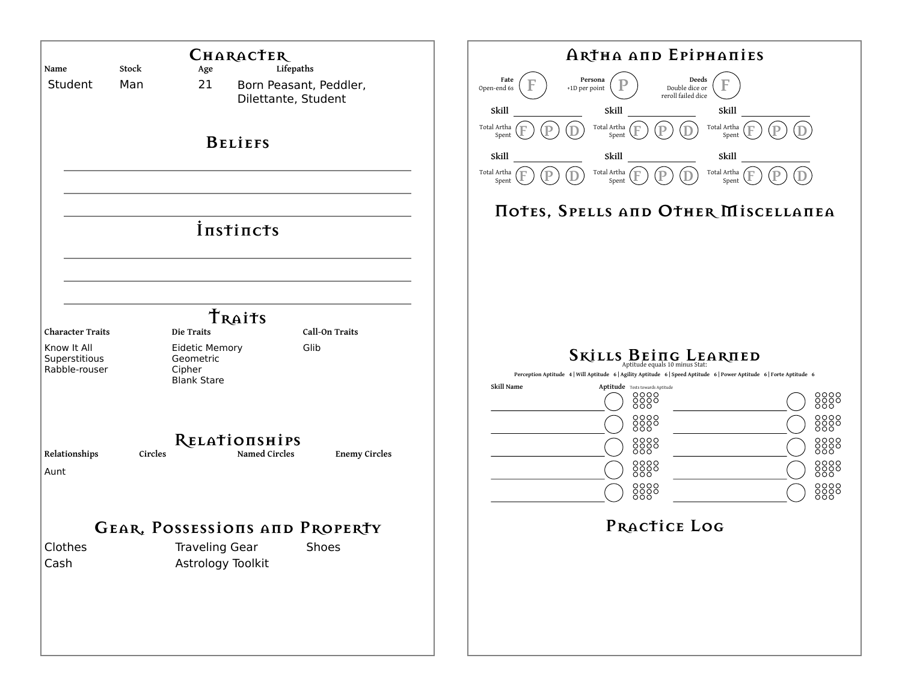## Character

| Name | Stock | Age | Lifepaths |
|---|---|---|---|
| Student | Man | 21 | Born Peasant, Peddler, Dilettante, Student |

## Beliefs

## Instincts

## Traits

| Character Traits | Die Traits | Call-On Traits |
|---|---|---|
| Know It All | Eidetic Memory | Glib |
| Superstitious | Geometric | |
| Rabble-rouser | Cipher | |
| | Blank Stare | |

## Relationships

| Relationships | Circles | Named Circles | Enemy Circles |
|---|---|---|---|
| Aunt | | | |

## Gear, Possessions and Property

Clothes, Traveling Gear, Shoes, Cash, Astrology Toolkit

## Artha and Epiphanies

**Fate** Open-end 6s — F

**Persona** +1D per point — P

**Deeds** Double dice or reroll failed dice — F

| Skill | Total Artha Spent | Skill | Total Artha Spent | Skill | Total Artha Spent |
|---|---|---|---|---|---|
| | F P D | | F P D | | F P D |
| | F P D | | F P D | | F P D |

## Notes, Spells and Other Miscellanea

## Skills Being Learned

Aptitude equals 10 minus Stat:

Perception Aptitude 4 | Will Aptitude 6 | Agility Aptitude 6 | Speed Aptitude 6 | Power Aptitude 6 | Forte Aptitude 6

| Skill Name | Aptitude | Tests towards Aptitude |
|---|---|---|
| | | |

## Practice Log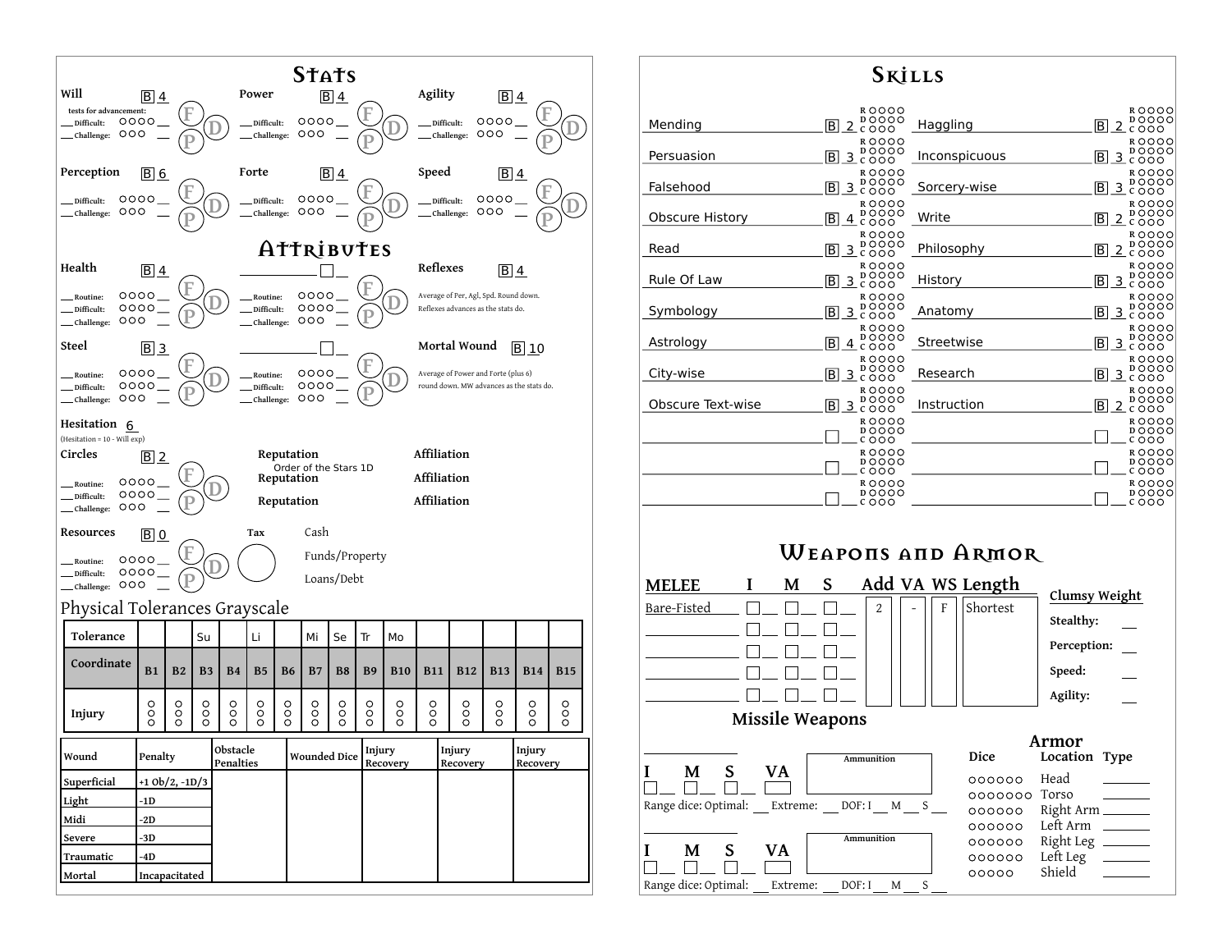# Stats

| Stat | Value |
|---|---|
| Will | B 4 |
| Power | B 4 |
| Agility | B 4 |
| Perception | B 6 |
| Forte | B 4 |
| Speed | B 4 |

tests for advancement:
Difficult: ○○○○
Challenge: ○○○

F D P

# Attributes

| Attribute | Value |
|---|---|
| Health | B 4 |
| Reflexes | B 4 |
| Steel | B 3 |
| Mortal Wound | B 10 |
| Hesitation | 6 |
| Circles | B 2 |
| Resources | B 0 |

Reflexes: Average of Per, Agl, Spd. Round down. Reflexes advances as the stats do.

Mortal Wound: Average of Power and Forte (plus 6) round down. MW advances as the stats do.

(Hesitation = 10 - Will exp)

Routine: ○○○○
Difficult: ○○○○
Challenge: ○○○

Reputation: Order of the Stars 1D
Reputation
Reputation

Affiliation
Affiliation
Affiliation

Tax

Cash
Funds/Property
Loans/Debt

## Physical Tolerances Grayscale

| Tolerance | | | Su | | Li | | Mi | Se | Tr | Mo | | | | | |
|---|---|---|---|---|---|---|---|---|---|---|---|---|---|---|---|
| Coordinate | B1 | B2 | B3 | B4 | B5 | B6 | B7 | B8 | B9 | B10 | B11 | B12 | B13 | B14 | B15 |
| Injury | ○○○ | ○○○ | ○○○ | ○○○ | ○○○ | ○○○ | ○○○ | ○○○ | ○○○ | ○○○ | ○○○ | ○○○ | ○○○ | ○○○ | ○○○ |

| Wound | Penalty | Obstacle Penalties | Wounded Dice | Injury Recovery | Injury Recovery | Injury Recovery |
|---|---|---|---|---|---|---|
| Superficial | +1 Ob/2, -1D/3 | | | | | |
| Light | -1D | | | | | |
| Midi | -2D | | | | | |
| Severe | -3D | | | | | |
| Traumatic | -4D | | | | | |
| Mortal | Incapacitated | | | | | |

# Skills

| Skill | Exponent | Skill | Exponent |
|---|---|---|---|
| Mending | B 2 | Haggling | B 2 |
| Persuasion | B 3 | Inconspicuous | B 3 |
| Falsehood | B 3 | Sorcery-wise | B 3 |
| Obscure History | B 4 | Write | B 2 |
| Read | B 3 | Philosophy | B 2 |
| Rule Of Law | B 3 | History | B 3 |
| Symbology | B 3 | Anatomy | B 3 |
| Astrology | B 4 | Streetwise | B 3 |
| City-wise | B 3 | Research | B 3 |
| Obscure Text-wise | B 3 | Instruction | B 2 |

R ○○○○
D ○○○○○
C ○○○

# Weapons and Armor

| MELEE | I | M | S | Add | VA | WS | Length |
|---|---|---|---|---|---|---|---|
| Bare-Fisted | | | | 2 | - | F | Shortest |

Clumsy Weight
Stealthy:
Perception:
Speed:
Agility:

## Missile Weapons

I M S VA — Ammunition
Range dice: Optimal: ___ Extreme: ___ DOF: I ___ M ___ S ___

I M S VA — Ammunition
Range dice: Optimal: ___ Extreme: ___ DOF: I ___ M ___ S ___

## Armor

| Dice | Location | Type |
|---|---|---|
| ○○○○○○ | Head | |
| ○○○○○○○ | Torso | |
| ○○○○○○ | Right Arm | |
| ○○○○○○ | Left Arm | |
| ○○○○○○ | Right Leg | |
| ○○○○○○ | Left Leg | |
| ○○○○○ | Shield | |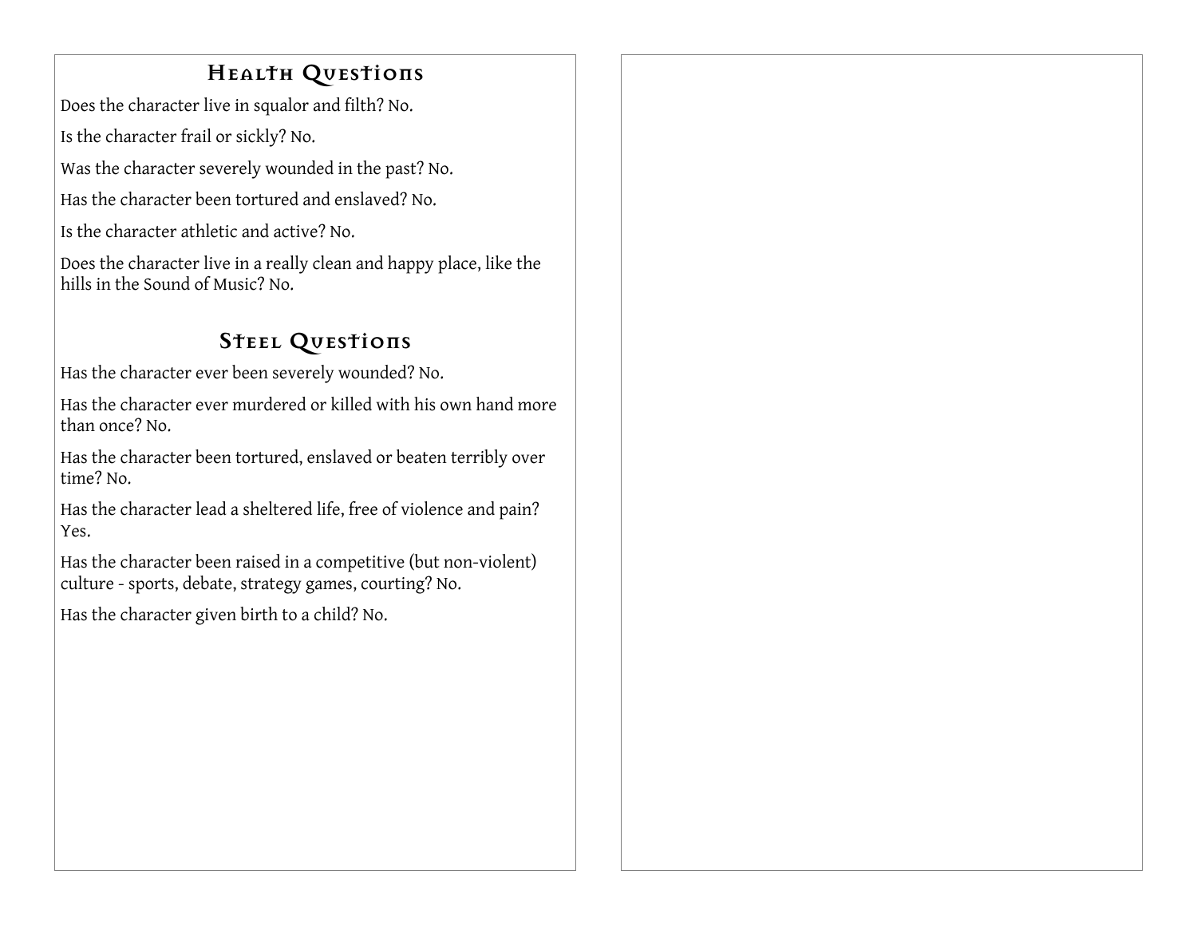## Health Questions

Does the character live in squalor and filth? No.

Is the character frail or sickly? No.

Was the character severely wounded in the past? No.

Has the character been tortured and enslaved? No.

Is the character athletic and active? No.

Does the character live in a really clean and happy place, like the hills in the Sound of Music? No.

## Steel Questions

Has the character ever been severely wounded? No.

Has the character ever murdered or killed with his own hand more than once? No.

Has the character been tortured, enslaved or beaten terribly over time? No.

Has the character lead a sheltered life, free of violence and pain? Yes.

Has the character been raised in a competitive (but non-violent) culture - sports, debate, strategy games, courting? No.

Has the character given birth to a child? No.